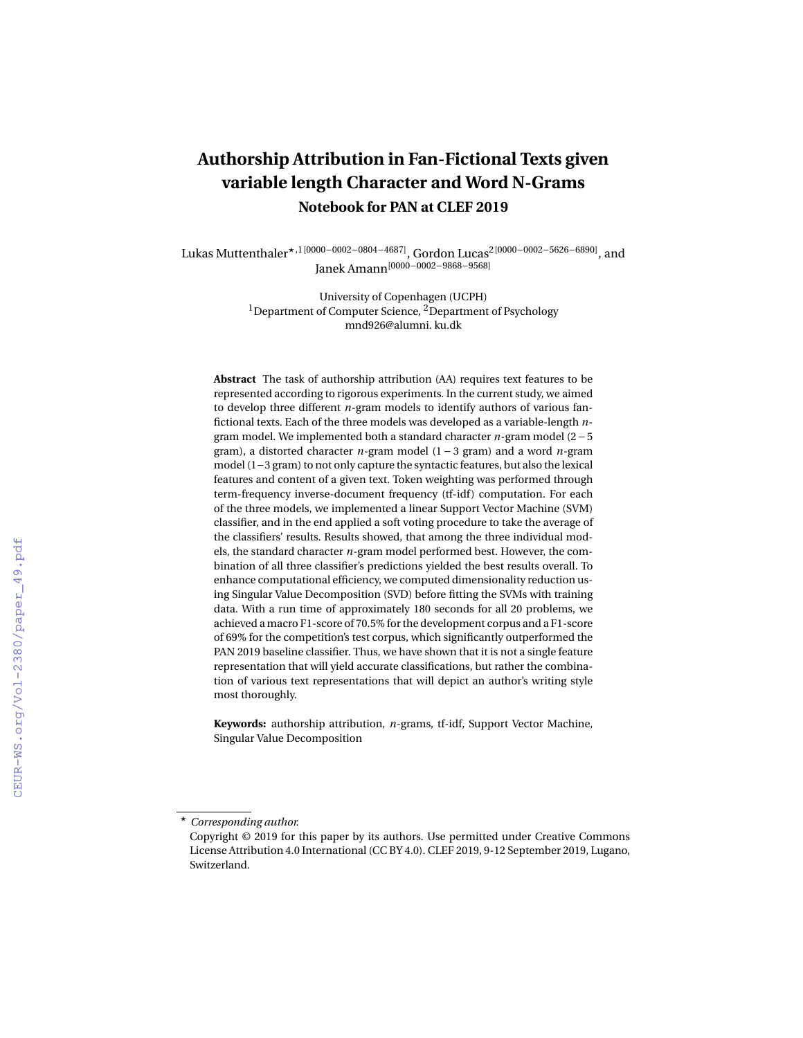# Authorship Attribution in Fan-Fictional Texts given variable length Character and Word N-Grams

**Notebook for PAN at CLEF 2019**

Lukas Muttenthaler[⋆,1 [0000−0002−0804−4687]], Gordon Lucas[2 [0000−0002−5626−6890]], and Janek Amann[[0000−0002−9868−9568]]

University of Copenhagen (UCPH)
[1]Department of Computer Science, [2]Department of Psychology
mnd926@alumni. ku.dk

**Abstract** The task of authorship attribution (AA) requires text features to be represented according to rigorous experiments. In the current study, we aimed to develop three different $n$-gram models to identify authors of various fan-fictional texts. Each of the three models was developed as a variable-length $n$-gram model. We implemented both a standard character $n$-gram model ($2-5$ gram), a distorted character $n$-gram model ($1-3$ gram) and a word $n$-gram model ($1-3$ gram) to not only capture the syntactic features, but also the lexical features and content of a given text. Token weighting was performed through term-frequency inverse-document frequency (tf-idf) computation. For each of the three models, we implemented a linear Support Vector Machine (SVM) classifier, and in the end applied a soft voting procedure to take the average of the classifiers' results. Results showed, that among the three individual models, the standard character $n$-gram model performed best. However, the combination of all three classifier's predictions yielded the best results overall. To enhance computational efficiency, we computed dimensionality reduction using Singular Value Decomposition (SVD) before fitting the SVMs with training data. With a run time of approximately 180 seconds for all 20 problems, we achieved a macro F1-score of 70.5% for the development corpus and a F1-score of 69% for the competition's test corpus, which significantly outperformed the PAN 2019 baseline classifier. Thus, we have shown that it is not a single feature representation that will yield accurate classifications, but rather the combination of various text representations that will depict an author's writing style most thoroughly.

**Keywords:** authorship attribution, $n$-grams, tf-idf, Support Vector Machine, Singular Value Decomposition

⋆ *Corresponding author.*
Copyright © 2019 for this paper by its authors. Use permitted under Creative Commons License Attribution 4.0 International (CC BY 4.0). CLEF 2019, 9-12 September 2019, Lugano, Switzerland.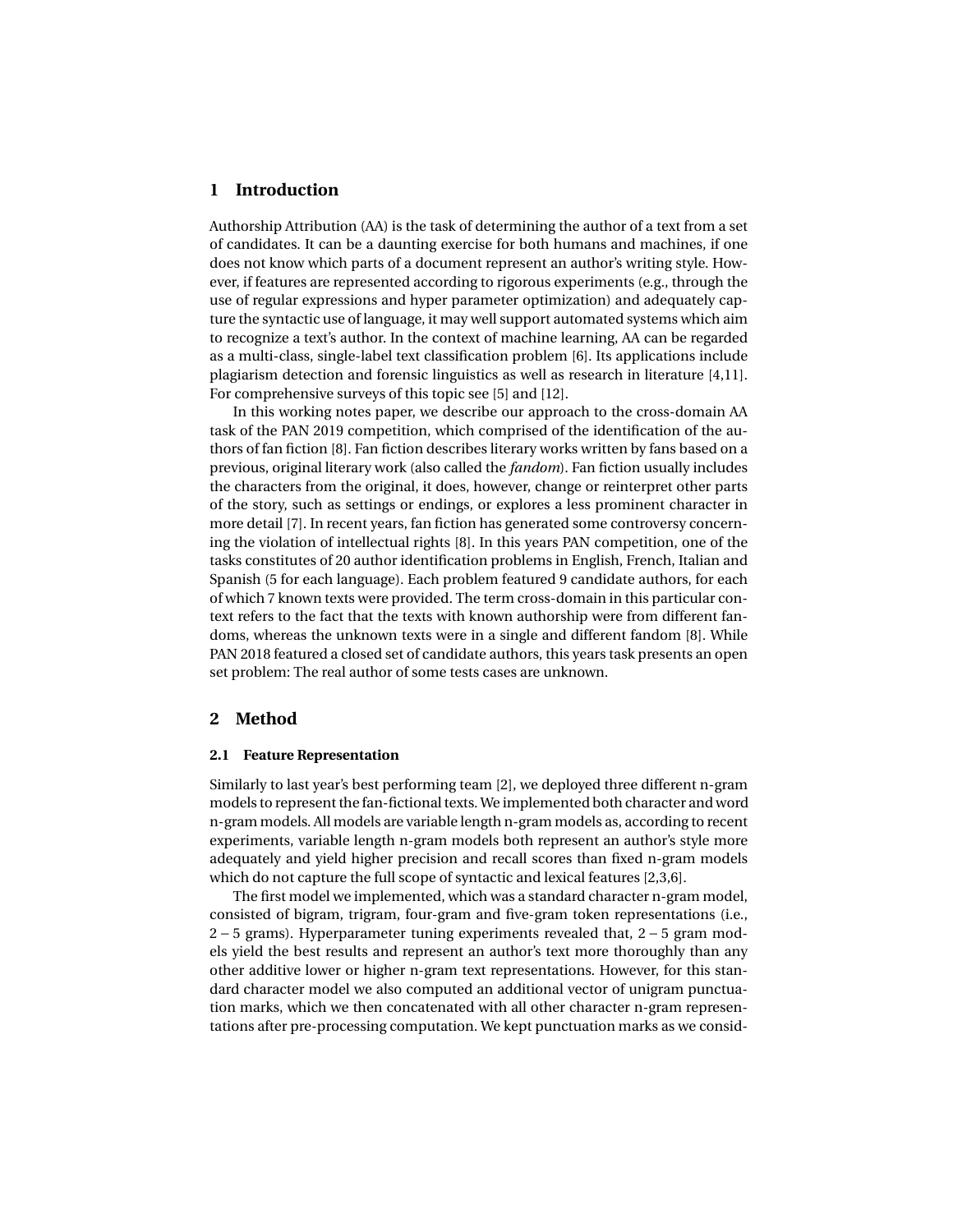## 1 Introduction

Authorship Attribution (AA) is the task of determining the author of a text from a set of candidates. It can be a daunting exercise for both humans and machines, if one does not know which parts of a document represent an author's writing style. However, if features are represented according to rigorous experiments (e.g., through the use of regular expressions and hyper parameter optimization) and adequately capture the syntactic use of language, it may well support automated systems which aim to recognize a text's author. In the context of machine learning, AA can be regarded as a multi-class, single-label text classification problem [6]. Its applications include plagiarism detection and forensic linguistics as well as research in literature [4,11]. For comprehensive surveys of this topic see [5] and [12].

In this working notes paper, we describe our approach to the cross-domain AA task of the PAN 2019 competition, which comprised of the identification of the authors of fan fiction [8]. Fan fiction describes literary works written by fans based on a previous, original literary work (also called the *fandom*). Fan fiction usually includes the characters from the original, it does, however, change or reinterpret other parts of the story, such as settings or endings, or explores a less prominent character in more detail [7]. In recent years, fan fiction has generated some controversy concerning the violation of intellectual rights [8]. In this years PAN competition, one of the tasks constitutes of 20 author identification problems in English, French, Italian and Spanish (5 for each language). Each problem featured 9 candidate authors, for each of which 7 known texts were provided. The term cross-domain in this particular context refers to the fact that the texts with known authorship were from different fandoms, whereas the unknown texts were in a single and different fandom [8]. While PAN 2018 featured a closed set of candidate authors, this years task presents an open set problem: The real author of some tests cases are unknown.

## 2 Method

### 2.1 Feature Representation

Similarly to last year's best performing team [2], we deployed three different n-gram models to represent the fan-fictional texts. We implemented both character and word n-gram models. All models are variable length n-gram models as, according to recent experiments, variable length n-gram models both represent an author's style more adequately and yield higher precision and recall scores than fixed n-gram models which do not capture the full scope of syntactic and lexical features [2,3,6].

The first model we implemented, which was a standard character n-gram model, consisted of bigram, trigram, four-gram and five-gram token representations (i.e., 2 – 5 grams). Hyperparameter tuning experiments revealed that, 2 – 5 gram models yield the best results and represent an author's text more thoroughly than any other additive lower or higher n-gram text representations. However, for this standard character model we also computed an additional vector of unigram punctuation marks, which we then concatenated with all other character n-gram representations after pre-processing computation. We kept punctuation marks as we consid-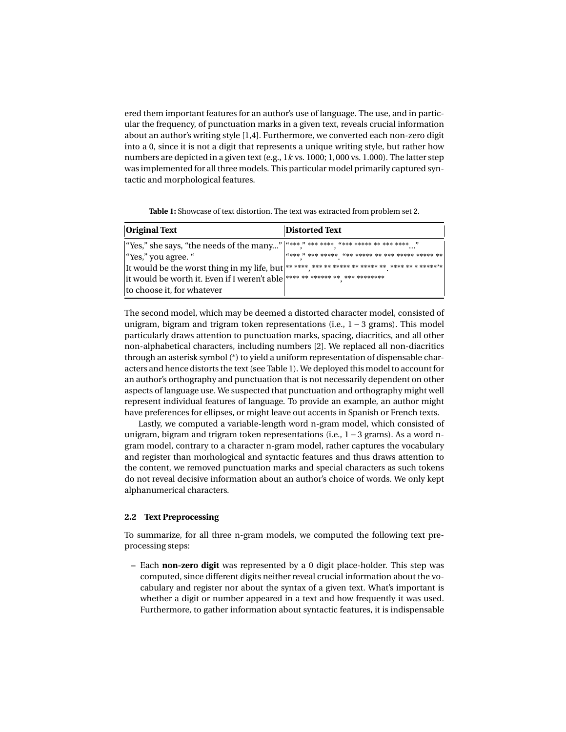ered them important features for an author's use of language. The use, and in particular the frequency, of punctuation marks in a given text, reveals crucial information about an author's writing style [1,4]. Furthermore, we converted each non-zero digit into a 0, since it is not a digit that represents a unique writing style, but rather how numbers are depicted in a given text (e.g., $1k$ vs. 1000; 1,000 vs. 1.000). The latter step was implemented for all three models. This particular model primarily captured syntactic and morphological features.

**Table 1:** Showcase of text distortion. The text was extracted from problem set 2.

| Original Text | Distorted Text |
|---|---|
| "Yes," she says, "the needs of the many..." | "***," *** ****, "*** ***** ** *** ****..." |
| "Yes," you agree. " | "***," *** *****. "** ***** ** *** ***** ***** ** |
| It would be the worst thing in my life, but | ** ****, *** ** ***** ** ***** **. **** ** * *****'* |
| it would be worth it. Even if I weren't able | **** ** ****** **, *** ******** |
| to choose it, for whatever | |

The second model, which may be deemed a distorted character model, consisted of unigram, bigram and trigram token representations (i.e., $1-3$ grams). This model particularly draws attention to punctuation marks, spacing, diacritics, and all other non-alphabetical characters, including numbers [2]. We replaced all non-diacritics through an asterisk symbol (*) to yield a uniform representation of dispensable characters and hence distorts the text (see Table 1). We deployed this model to account for an author's orthography and punctuation that is not necessarily dependent on other aspects of language use. We suspected that punctuation and orthography might well represent individual features of language. To provide an example, an author might have preferences for ellipses, or might leave out accents in Spanish or French texts.

Lastly, we computed a variable-length word n-gram model, which consisted of unigram, bigram and trigram token representations (i.e., $1-3$ grams). As a word n-gram model, contrary to a character n-gram model, rather captures the vocabulary and register than morhological and syntactic features and thus draws attention to the content, we removed punctuation marks and special characters as such tokens do not reveal decisive information about an author's choice of words. We only kept alphanumerical characters.

### 2.2 Text Preprocessing

To summarize, for all three n-gram models, we computed the following text preprocessing steps:

- Each **non-zero digit** was represented by a 0 digit place-holder. This step was computed, since different digits neither reveal crucial information about the vocabulary and register nor about the syntax of a given text. What's important is whether a digit or number appeared in a text and how frequently it was used. Furthermore, to gather information about syntactic features, it is indispensable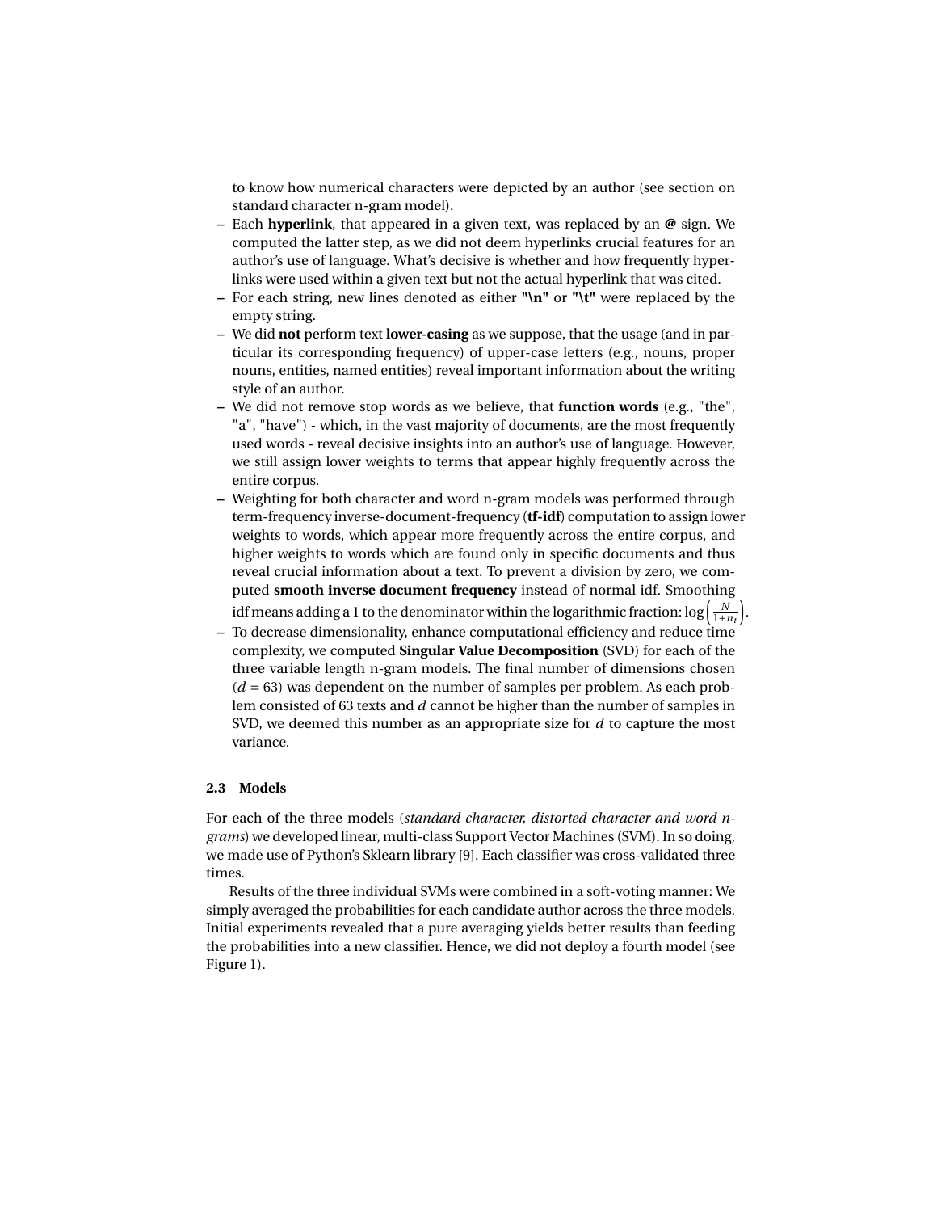to know how numerical characters were depicted by an author (see section on standard character n-gram model).

- Each **hyperlink**, that appeared in a given text, was replaced by an **@** sign. We computed the latter step, as we did not deem hyperlinks crucial features for an author's use of language. What's decisive is whether and how frequently hyperlinks were used within a given text but not the actual hyperlink that was cited.
- For each string, new lines denoted as either **"\n"** or **"\t"** were replaced by the empty string.
- We did **not** perform text **lower-casing** as we suppose, that the usage (and in particular its corresponding frequency) of upper-case letters (e.g., nouns, proper nouns, entities, named entities) reveal important information about the writing style of an author.
- We did not remove stop words as we believe, that **function words** (e.g., "the", "a", "have") - which, in the vast majority of documents, are the most frequently used words - reveal decisive insights into an author's use of language. However, we still assign lower weights to terms that appear highly frequently across the entire corpus.
- Weighting for both character and word n-gram models was performed through term-frequency inverse-document-frequency (**tf-idf**) computation to assign lower weights to words, which appear more frequently across the entire corpus, and higher weights to words which are found only in specific documents and thus reveal crucial information about a text. To prevent a division by zero, we computed **smooth inverse document frequency** instead of normal idf. Smoothing idf means adding a 1 to the denominator within the logarithmic fraction: $\log\left(\frac{N}{1+n_t}\right)$.
- To decrease dimensionality, enhance computational efficiency and reduce time complexity, we computed **Singular Value Decomposition** (SVD) for each of the three variable length n-gram models. The final number of dimensions chosen ($d = 63$) was dependent on the number of samples per problem. As each problem consisted of 63 texts and $d$ cannot be higher than the number of samples in SVD, we deemed this number as an appropriate size for $d$ to capture the most variance.

### 2.3 Models

For each of the three models (*standard character, distorted character and word n-grams*) we developed linear, multi-class Support Vector Machines (SVM). In so doing, we made use of Python's Sklearn library [9]. Each classifier was cross-validated three times.

Results of the three individual SVMs were combined in a soft-voting manner: We simply averaged the probabilities for each candidate author across the three models. Initial experiments revealed that a pure averaging yields better results than feeding the probabilities into a new classifier. Hence, we did not deploy a fourth model (see Figure 1).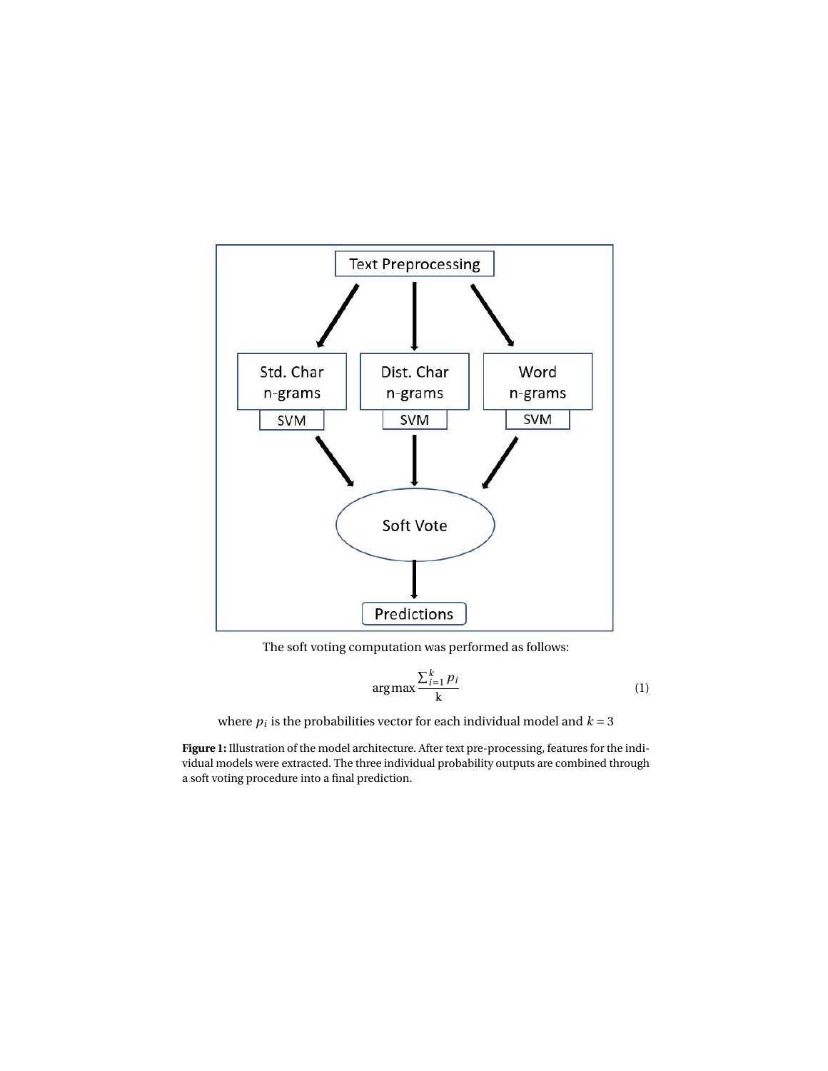The soft voting computation was performed as follows:

$$\arg\max \frac{\sum_{i=1}^{k} p_i}{\text{k}} \tag{1}$$

where $p_i$ is the probabilities vector for each individual model and $k = 3$

**Figure 1:** Illustration of the model architecture. After text pre-processing, features for the individual models were extracted. The three individual probability outputs are combined through a soft voting procedure into a final prediction.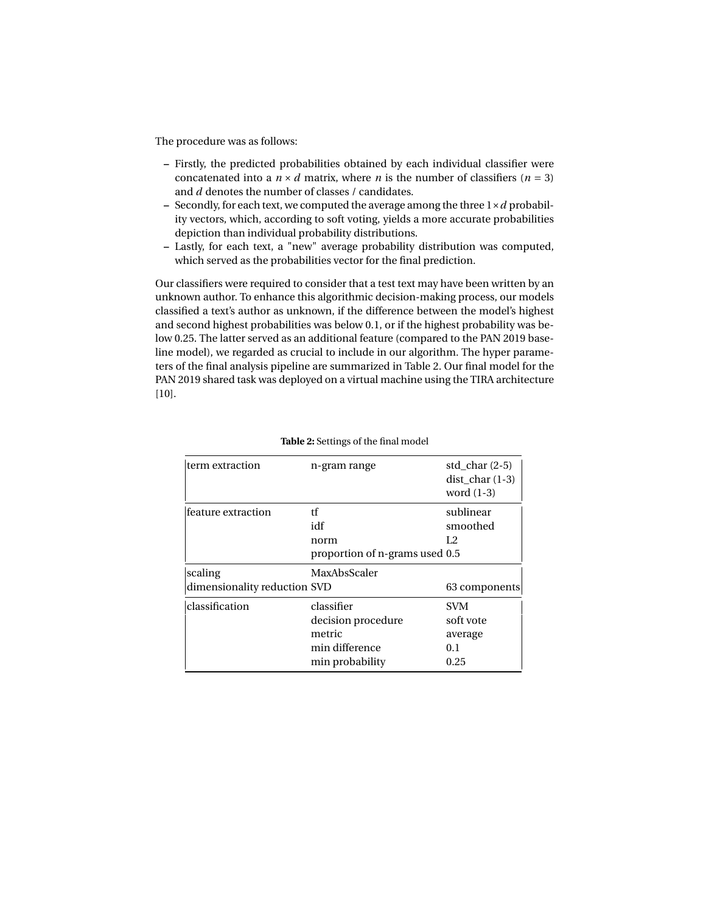The procedure was as follows:

- Firstly, the predicted probabilities obtained by each individual classifier were concatenated into a $n \times d$ matrix, where $n$ is the number of classifiers ($n = 3$) and $d$ denotes the number of classes / candidates.
- Secondly, for each text, we computed the average among the three $1 \times d$ probability vectors, which, according to soft voting, yields a more accurate probabilities depiction than individual probability distributions.
- Lastly, for each text, a "new" average probability distribution was computed, which served as the probabilities vector for the final prediction.

Our classifiers were required to consider that a test text may have been written by an unknown author. To enhance this algorithmic decision-making process, our models classified a text's author as unknown, if the difference between the model's highest and second highest probabilities was below 0.1, or if the highest probability was below 0.25. The latter served as an additional feature (compared to the PAN 2019 baseline model), we regarded as crucial to include in our algorithm. The hyper parameters of the final analysis pipeline are summarized in Table 2. Our final model for the PAN 2019 shared task was deployed on a virtual machine using the TIRA architecture [10].

**Table 2:** Settings of the final model

| | | |
|---|---|---|
| term extraction | n-gram range | std_char (2-5) |
| | | dist_char (1-3) |
| | | word (1-3) |
| feature extraction | tf | sublinear |
| | idf | smoothed |
| | norm | L2 |
| | proportion of n-grams used | 0.5 |
| scaling | MaxAbsScaler | |
| dimensionality reduction | SVD | 63 components |
| classification | classifier | SVM |
| | decision procedure | soft vote |
| | metric | average |
| | min difference | 0.1 |
| | min probability | 0.25 |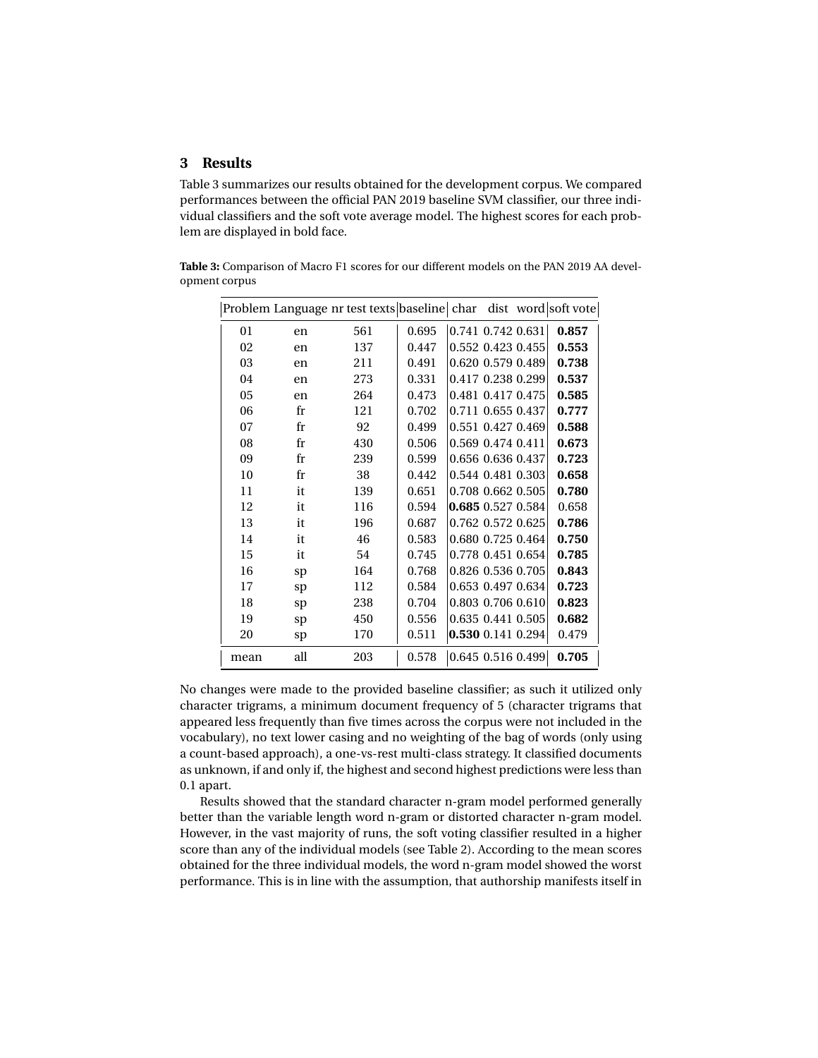## 3 Results

Table 3 summarizes our results obtained for the development corpus. We compared performances between the official PAN 2019 baseline SVM classifier, our three individual classifiers and the soft vote average model. The highest scores for each problem are displayed in bold face.

**Table 3:** Comparison of Macro F1 scores for our different models on the PAN 2019 AA development corpus

| Problem | Language | nr test texts | baseline | char | dist | word | soft vote |
|---|---|---|---|---|---|---|---|
| 01 | en | 561 | 0.695 | 0.741 | 0.742 | 0.631 | **0.857** |
| 02 | en | 137 | 0.447 | 0.552 | 0.423 | 0.455 | **0.553** |
| 03 | en | 211 | 0.491 | 0.620 | 0.579 | 0.489 | **0.738** |
| 04 | en | 273 | 0.331 | 0.417 | 0.238 | 0.299 | **0.537** |
| 05 | en | 264 | 0.473 | 0.481 | 0.417 | 0.475 | **0.585** |
| 06 | fr | 121 | 0.702 | 0.711 | 0.655 | 0.437 | **0.777** |
| 07 | fr | 92 | 0.499 | 0.551 | 0.427 | 0.469 | **0.588** |
| 08 | fr | 430 | 0.506 | 0.569 | 0.474 | 0.411 | **0.673** |
| 09 | fr | 239 | 0.599 | 0.656 | 0.636 | 0.437 | **0.723** |
| 10 | fr | 38 | 0.442 | 0.544 | 0.481 | 0.303 | **0.658** |
| 11 | it | 139 | 0.651 | 0.708 | 0.662 | 0.505 | **0.780** |
| 12 | it | 116 | 0.594 | **0.685** | 0.527 | 0.584 | 0.658 |
| 13 | it | 196 | 0.687 | 0.762 | 0.572 | 0.625 | **0.786** |
| 14 | it | 46 | 0.583 | 0.680 | 0.725 | 0.464 | **0.750** |
| 15 | it | 54 | 0.745 | 0.778 | 0.451 | 0.654 | **0.785** |
| 16 | sp | 164 | 0.768 | 0.826 | 0.536 | 0.705 | **0.843** |
| 17 | sp | 112 | 0.584 | 0.653 | 0.497 | 0.634 | **0.723** |
| 18 | sp | 238 | 0.704 | 0.803 | 0.706 | 0.610 | **0.823** |
| 19 | sp | 450 | 0.556 | 0.635 | 0.441 | 0.505 | **0.682** |
| 20 | sp | 170 | 0.511 | **0.530** | 0.141 | 0.294 | 0.479 |
| mean | all | 203 | 0.578 | 0.645 | 0.516 | 0.499 | **0.705** |

No changes were made to the provided baseline classifier; as such it utilized only character trigrams, a minimum document frequency of 5 (character trigrams that appeared less frequently than five times across the corpus were not included in the vocabulary), no text lower casing and no weighting of the bag of words (only using a count-based approach), a one-vs-rest multi-class strategy. It classified documents as unknown, if and only if, the highest and second highest predictions were less than 0.1 apart.

Results showed that the standard character n-gram model performed generally better than the variable length word n-gram or distorted character n-gram model. However, in the vast majority of runs, the soft voting classifier resulted in a higher score than any of the individual models (see Table 2). According to the mean scores obtained for the three individual models, the word n-gram model showed the worst performance. This is in line with the assumption, that authorship manifests itself in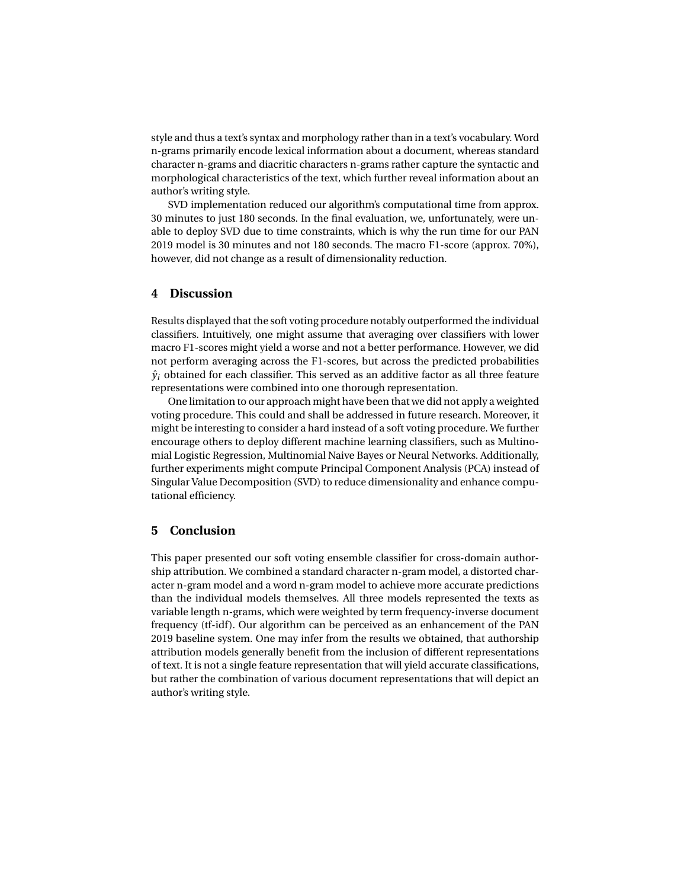style and thus a text's syntax and morphology rather than in a text's vocabulary. Word n-grams primarily encode lexical information about a document, whereas standard character n-grams and diacritic characters n-grams rather capture the syntactic and morphological characteristics of the text, which further reveal information about an author's writing style.

SVD implementation reduced our algorithm's computational time from approx. 30 minutes to just 180 seconds. In the final evaluation, we, unfortunately, were unable to deploy SVD due to time constraints, which is why the run time for our PAN 2019 model is 30 minutes and not 180 seconds. The macro F1-score (approx. 70%), however, did not change as a result of dimensionality reduction.

## 4 Discussion

Results displayed that the soft voting procedure notably outperformed the individual classifiers. Intuitively, one might assume that averaging over classifiers with lower macro F1-scores might yield a worse and not a better performance. However, we did not perform averaging across the F1-scores, but across the predicted probabilities $\hat{y}_i$ obtained for each classifier. This served as an additive factor as all three feature representations were combined into one thorough representation.

One limitation to our approach might have been that we did not apply a weighted voting procedure. This could and shall be addressed in future research. Moreover, it might be interesting to consider a hard instead of a soft voting procedure. We further encourage others to deploy different machine learning classifiers, such as Multinomial Logistic Regression, Multinomial Naive Bayes or Neural Networks. Additionally, further experiments might compute Principal Component Analysis (PCA) instead of Singular Value Decomposition (SVD) to reduce dimensionality and enhance computational efficiency.

## 5 Conclusion

This paper presented our soft voting ensemble classifier for cross-domain authorship attribution. We combined a standard character n-gram model, a distorted character n-gram model and a word n-gram model to achieve more accurate predictions than the individual models themselves. All three models represented the texts as variable length n-grams, which were weighted by term frequency-inverse document frequency (tf-idf). Our algorithm can be perceived as an enhancement of the PAN 2019 baseline system. One may infer from the results we obtained, that authorship attribution models generally benefit from the inclusion of different representations of text. It is not a single feature representation that will yield accurate classifications, but rather the combination of various document representations that will depict an author's writing style.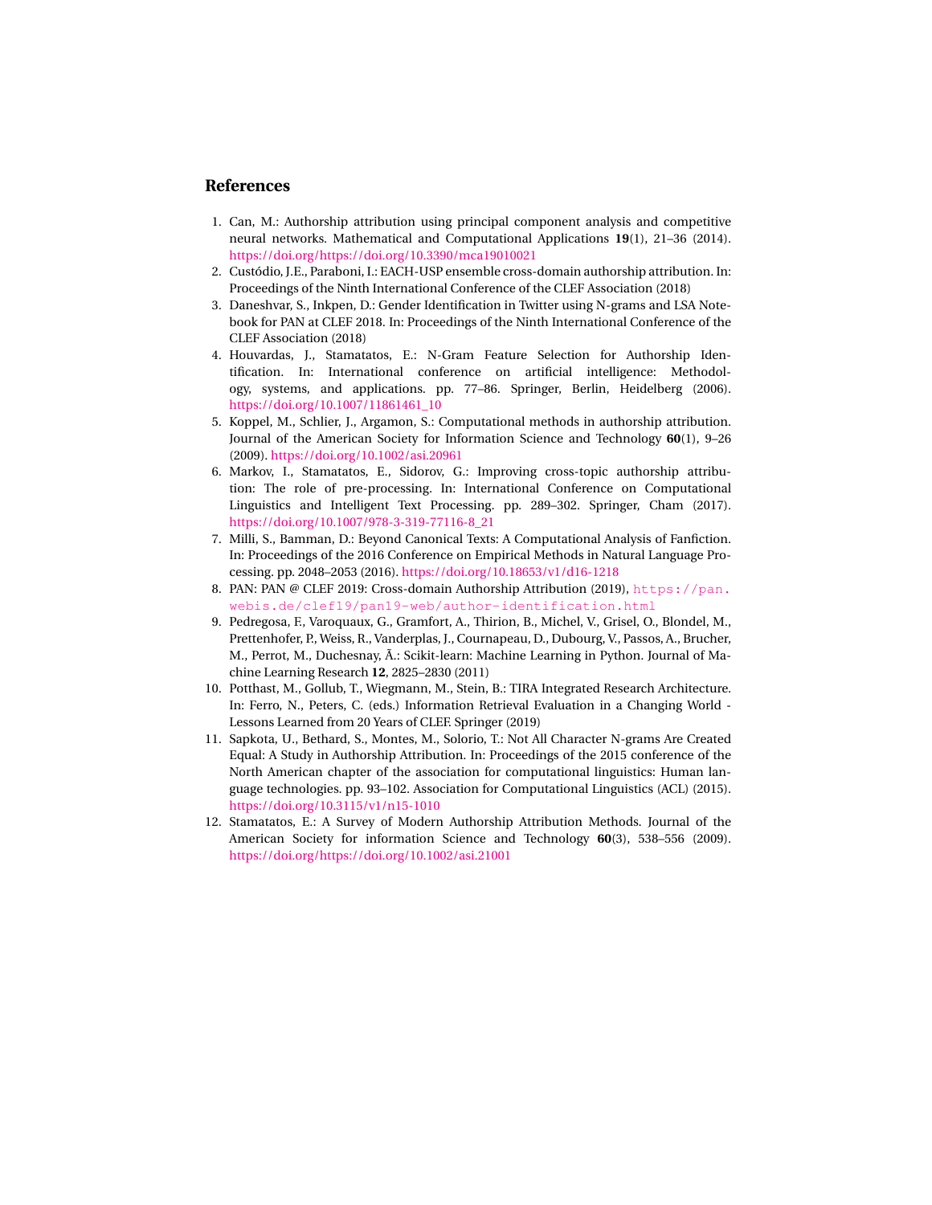## References

1. Can, M.: Authorship attribution using principal component analysis and competitive neural networks. Mathematical and Computational Applications **19**(1), 21–36 (2014). https://doi.org/https://doi.org/10.3390/mca19010021
2. Custódio, J.E., Paraboni, I.: EACH-USP ensemble cross-domain authorship attribution. In: Proceedings of the Ninth International Conference of the CLEF Association (2018)
3. Daneshvar, S., Inkpen, D.: Gender Identification in Twitter using N-grams and LSA Notebook for PAN at CLEF 2018. In: Proceedings of the Ninth International Conference of the CLEF Association (2018)
4. Houvardas, J., Stamatatos, E.: N-Gram Feature Selection for Authorship Identification. In: International conference on artificial intelligence: Methodology, systems, and applications. pp. 77–86. Springer, Berlin, Heidelberg (2006). https://doi.org/10.1007/11861461_10
5. Koppel, M., Schlier, J., Argamon, S.: Computational methods in authorship attribution. Journal of the American Society for Information Science and Technology **60**(1), 9–26 (2009). https://doi.org/10.1002/asi.20961
6. Markov, I., Stamatatos, E., Sidorov, G.: Improving cross-topic authorship attribution: The role of pre-processing. In: International Conference on Computational Linguistics and Intelligent Text Processing. pp. 289–302. Springer, Cham (2017). https://doi.org/10.1007/978-3-319-77116-8_21
7. Milli, S., Bamman, D.: Beyond Canonical Texts: A Computational Analysis of Fanfiction. In: Proceedings of the 2016 Conference on Empirical Methods in Natural Language Processing. pp. 2048–2053 (2016). https://doi.org/10.18653/v1/d16-1218
8. PAN: PAN @ CLEF 2019: Cross-domain Authorship Attribution (2019), https://pan.webis.de/clef19/pan19-web/author-identification.html
9. Pedregosa, F., Varoquaux, G., Gramfort, A., Thirion, B., Michel, V., Grisel, O., Blondel, M., Prettenhofer, P., Weiss, R., Vanderplas, J., Cournapeau, D., Dubourg, V., Passos, A., Brucher, M., Perrot, M., Duchesnay, Ã.: Scikit-learn: Machine Learning in Python. Journal of Machine Learning Research **12**, 2825–2830 (2011)
10. Potthast, M., Gollub, T., Wiegmann, M., Stein, B.: TIRA Integrated Research Architecture. In: Ferro, N., Peters, C. (eds.) Information Retrieval Evaluation in a Changing World - Lessons Learned from 20 Years of CLEF. Springer (2019)
11. Sapkota, U., Bethard, S., Montes, M., Solorio, T.: Not All Character N-grams Are Created Equal: A Study in Authorship Attribution. In: Proceedings of the 2015 conference of the North American chapter of the association for computational linguistics: Human language technologies. pp. 93–102. Association for Computational Linguistics (ACL) (2015). https://doi.org/10.3115/v1/n15-1010
12. Stamatatos, E.: A Survey of Modern Authorship Attribution Methods. Journal of the American Society for information Science and Technology **60**(3), 538–556 (2009). https://doi.org/https://doi.org/10.1002/asi.21001